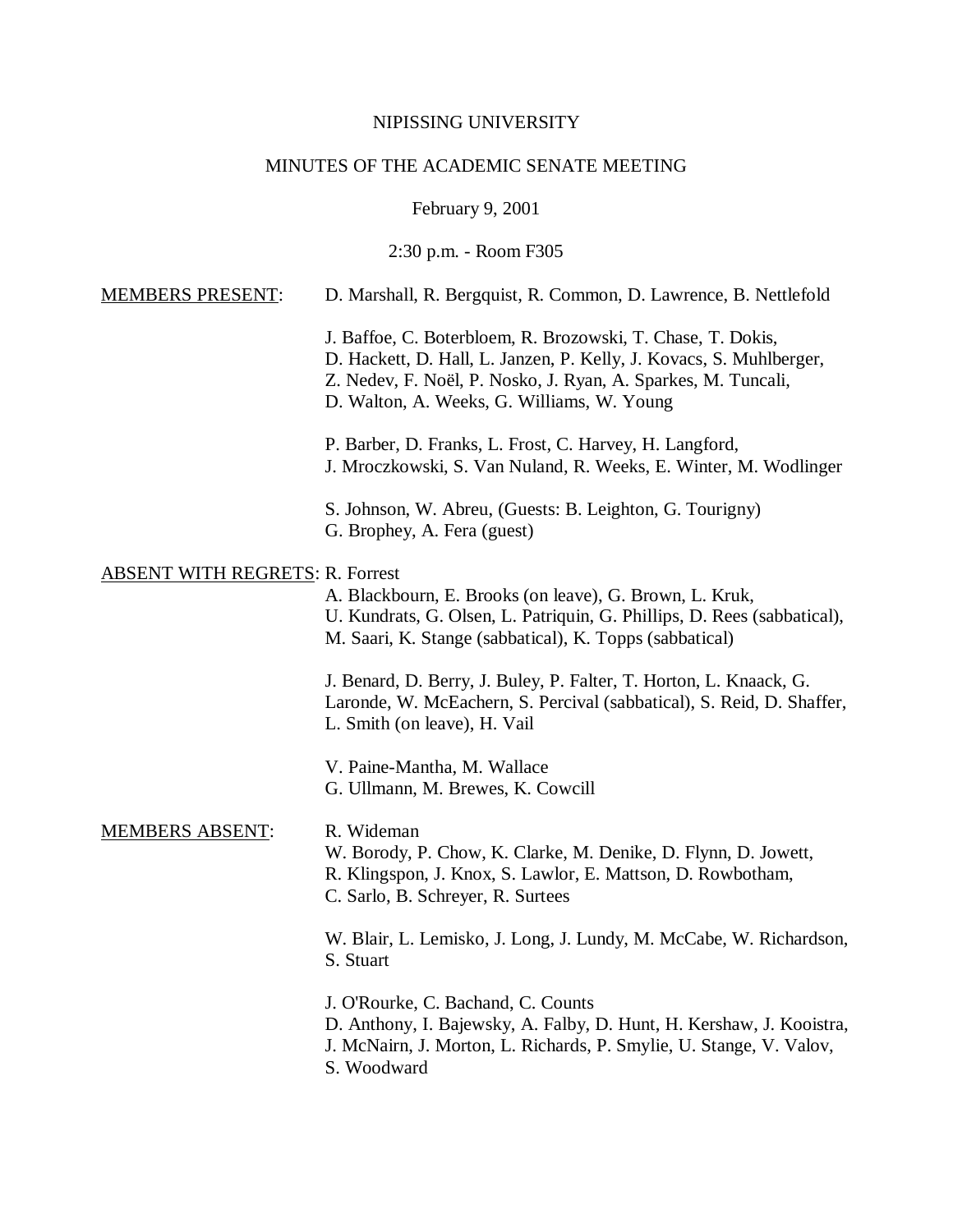NIPISSING UNIVERSITY

MINUTES OF THE ACADEMIC SENATE MEETING

February 9, 2001

2:30 p.m. - Room F305

<u>MEMBERS PRESENT</u>: D. Marshall, R. Bergquist, R. Common, D. Lawrence, B. Nettlefold

J. Baffoe, C. Boterbloem, R. Brozowski, T. Chase, T. Dokis, D. Hackett, D. Hall, L. Janzen, P. Kelly, J. Kovacs, S. Muhlberger, Z. Nedev, F. Noël, P. Nosko, J. Ryan, A. Sparkes, M. Tuncali, D. Walton, A. Weeks, G. Williams, W. Young

P. Barber, D. Franks, L. Frost, C. Harvey, H. Langford, J. Mroczkowski, S. Van Nuland, R. Weeks, E. Winter, M. Wodlinger

S. Johnson, W. Abreu, (Guests: B. Leighton, G. Tourigny)
G. Brophey, A. Fera (guest)

<u>ABSENT WITH REGRETS</u>: R. Forrest

A. Blackbourn, E. Brooks (on leave), G. Brown, L. Kruk, U. Kundrats, G. Olsen, L. Patriquin, G. Phillips, D. Rees (sabbatical), M. Saari, K. Stange (sabbatical), K. Topps (sabbatical)

J. Benard, D. Berry, J. Buley, P. Falter, T. Horton, L. Knaack, G. Laronde, W. McEachern, S. Percival (sabbatical), S. Reid, D. Shaffer, L. Smith (on leave), H. Vail

V. Paine-Mantha, M. Wallace
G. Ullmann, M. Brewes, K. Cowcill

<u>MEMBERS ABSENT</u>: R. Wideman

W. Borody, P. Chow, K. Clarke, M. Denike, D. Flynn, D. Jowett, R. Klingspon, J. Knox, S. Lawlor, E. Mattson, D. Rowbotham, C. Sarlo, B. Schreyer, R. Surtees

W. Blair, L. Lemisko, J. Long, J. Lundy, M. McCabe, W. Richardson, S. Stuart

J. O'Rourke, C. Bachand, C. Counts
D. Anthony, I. Bajewsky, A. Falby, D. Hunt, H. Kershaw, J. Kooistra, J. McNairn, J. Morton, L. Richards, P. Smylie, U. Stange, V. Valov, S. Woodward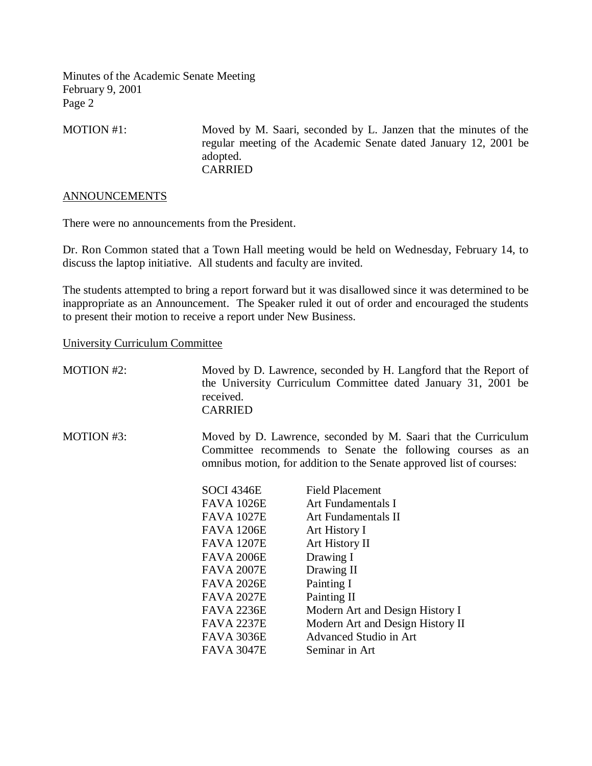MOTION #1: Moved by M. Saari, seconded by L. Janzen that the minutes of the regular meeting of the Academic Senate dated January 12, 2001 be adopted.
CARRIED

## ANNOUNCEMENTS

There were no announcements from the President.

Dr. Ron Common stated that a Town Hall meeting would be held on Wednesday, February 14, to discuss the laptop initiative. All students and faculty are invited.

The students attempted to bring a report forward but it was disallowed since it was determined to be inappropriate as an Announcement. The Speaker ruled it out of order and encouraged the students to present their motion to receive a report under New Business.

## University Curriculum Committee

MOTION #2: Moved by D. Lawrence, seconded by H. Langford that the Report of the University Curriculum Committee dated January 31, 2001 be received.
CARRIED

MOTION #3: Moved by D. Lawrence, seconded by M. Saari that the Curriculum Committee recommends to Senate the following courses as an omnibus motion, for addition to the Senate approved list of courses:

| Course | Title |
|---|---|
| SOCI 4346E | Field Placement |
| FAVA 1026E | Art Fundamentals I |
| FAVA 1027E | Art Fundamentals II |
| FAVA 1206E | Art History I |
| FAVA 1207E | Art History II |
| FAVA 2006E | Drawing I |
| FAVA 2007E | Drawing II |
| FAVA 2026E | Painting I |
| FAVA 2027E | Painting II |
| FAVA 2236E | Modern Art and Design History I |
| FAVA 2237E | Modern Art and Design History II |
| FAVA 3036E | Advanced Studio in Art |
| FAVA 3047E | Seminar in Art |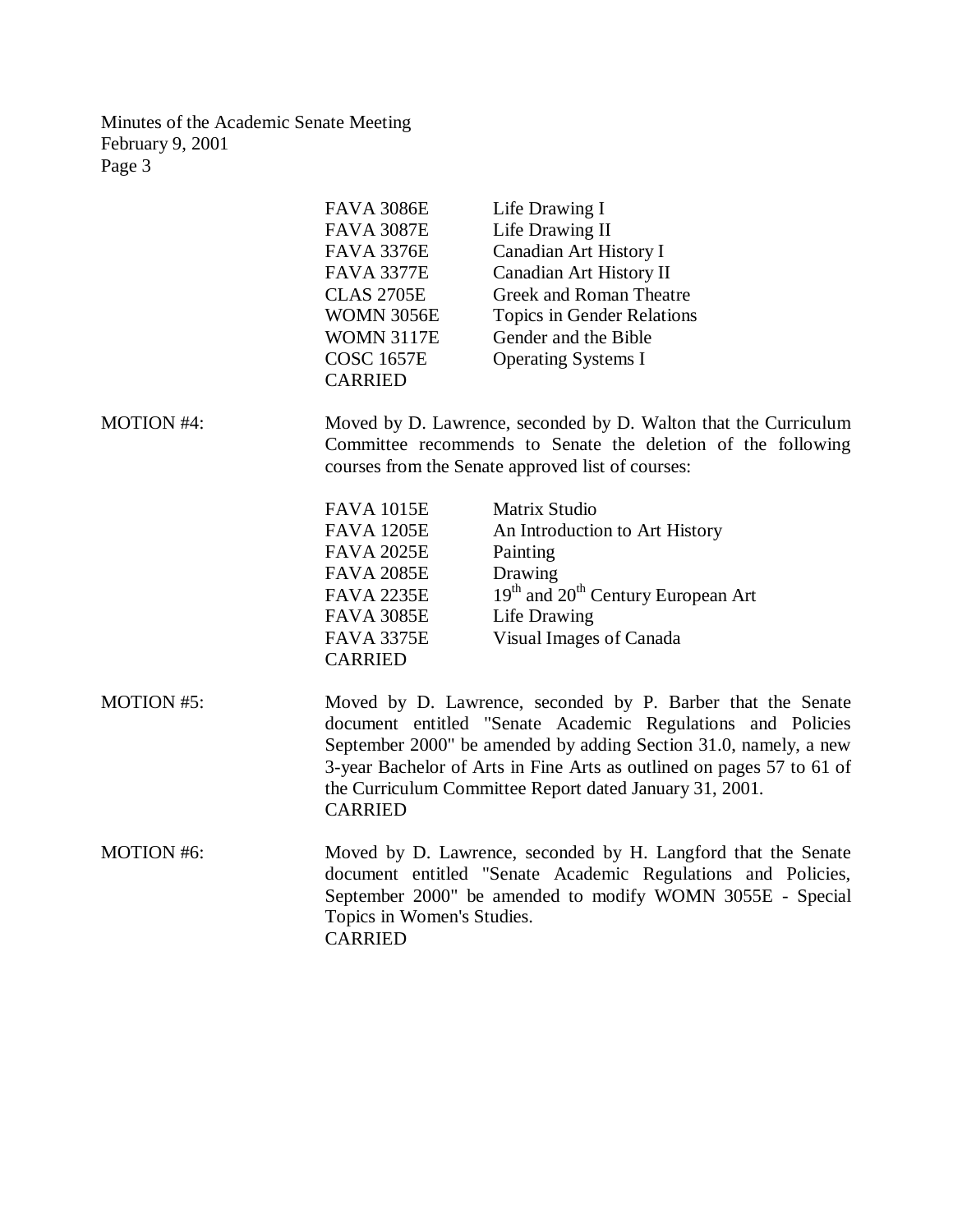| | |
|---|---|
| FAVA 3086E | Life Drawing I |
| FAVA 3087E | Life Drawing II |
| FAVA 3376E | Canadian Art History I |
| FAVA 3377E | Canadian Art History II |
| CLAS 2705E | Greek and Roman Theatre |
| WOMN 3056E | Topics in Gender Relations |
| WOMN 3117E | Gender and the Bible |
| COSC 1657E | Operating Systems I |

CARRIED

MOTION #4: Moved by D. Lawrence, seconded by D. Walton that the Curriculum Committee recommends to Senate the deletion of the following courses from the Senate approved list of courses:

| | |
|---|---|
| FAVA 1015E | Matrix Studio |
| FAVA 1205E | An Introduction to Art History |
| FAVA 2025E | Painting |
| FAVA 2085E | Drawing |
| FAVA 2235E | 19th and 20th Century European Art |
| FAVA 3085E | Life Drawing |
| FAVA 3375E | Visual Images of Canada |

CARRIED

MOTION #5: Moved by D. Lawrence, seconded by P. Barber that the Senate document entitled "Senate Academic Regulations and Policies September 2000" be amended by adding Section 31.0, namely, a new 3-year Bachelor of Arts in Fine Arts as outlined on pages 57 to 61 of the Curriculum Committee Report dated January 31, 2001.
CARRIED

MOTION #6: Moved by D. Lawrence, seconded by H. Langford that the Senate document entitled "Senate Academic Regulations and Policies, September 2000" be amended to modify WOMN 3055E - Special Topics in Women's Studies.
CARRIED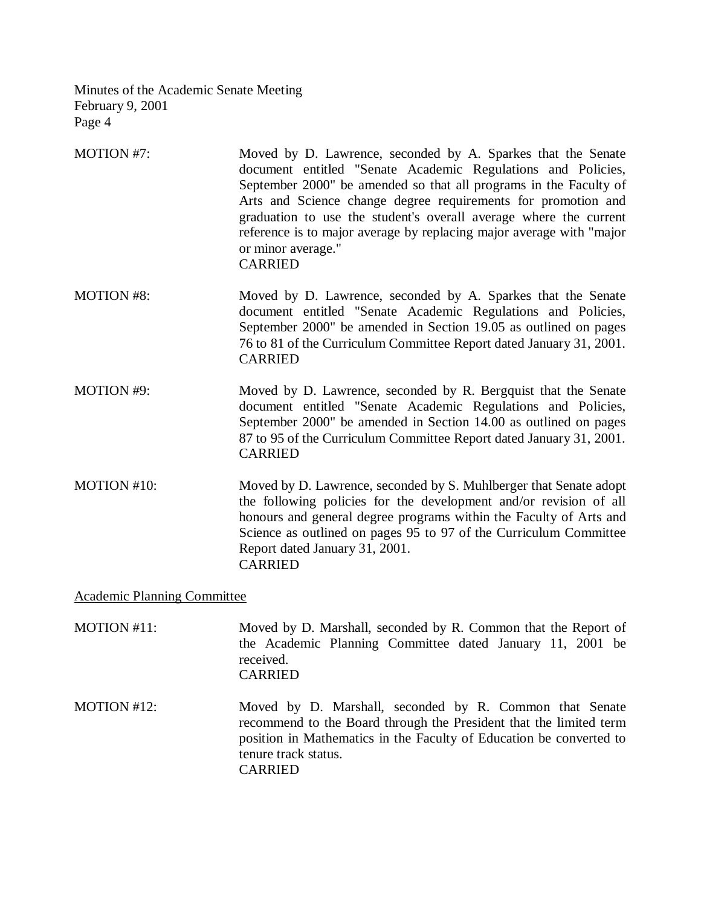MOTION #7: Moved by D. Lawrence, seconded by A. Sparkes that the Senate document entitled "Senate Academic Regulations and Policies, September 2000" be amended so that all programs in the Faculty of Arts and Science change degree requirements for promotion and graduation to use the student's overall average where the current reference is to major average by replacing major average with "major or minor average."
CARRIED

MOTION #8: Moved by D. Lawrence, seconded by A. Sparkes that the Senate document entitled "Senate Academic Regulations and Policies, September 2000" be amended in Section 19.05 as outlined on pages 76 to 81 of the Curriculum Committee Report dated January 31, 2001.
CARRIED

MOTION #9: Moved by D. Lawrence, seconded by R. Bergquist that the Senate document entitled "Senate Academic Regulations and Policies, September 2000" be amended in Section 14.00 as outlined on pages 87 to 95 of the Curriculum Committee Report dated January 31, 2001.
CARRIED

MOTION #10: Moved by D. Lawrence, seconded by S. Muhlberger that Senate adopt the following policies for the development and/or revision of all honours and general degree programs within the Faculty of Arts and Science as outlined on pages 95 to 97 of the Curriculum Committee Report dated January 31, 2001.
CARRIED

Academic Planning Committee

MOTION #11: Moved by D. Marshall, seconded by R. Common that the Report of the Academic Planning Committee dated January 11, 2001 be received.
CARRIED

MOTION #12: Moved by D. Marshall, seconded by R. Common that Senate recommend to the Board through the President that the limited term position in Mathematics in the Faculty of Education be converted to tenure track status.
CARRIED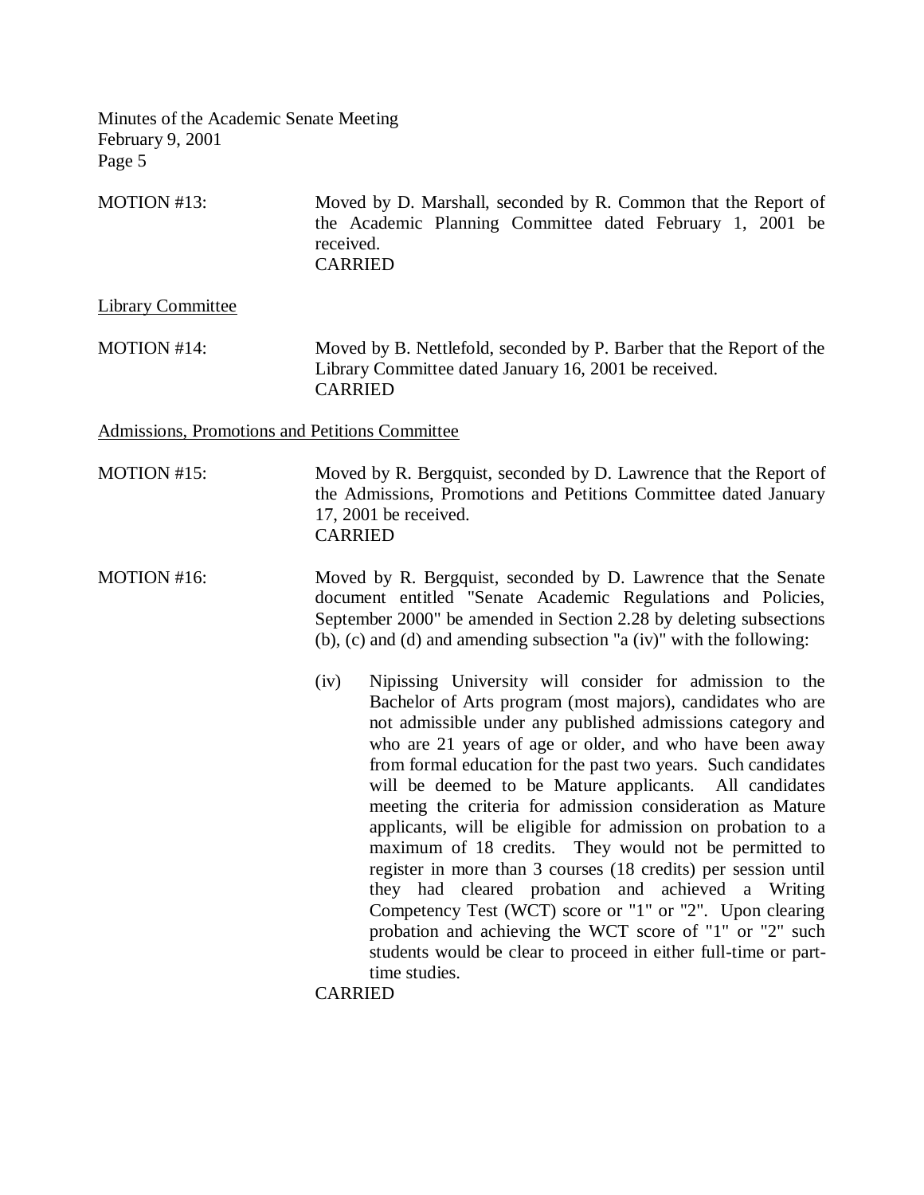MOTION #13: Moved by D. Marshall, seconded by R. Common that the Report of the Academic Planning Committee dated February 1, 2001 be received.
CARRIED

Library Committee

MOTION #14: Moved by B. Nettlefold, seconded by P. Barber that the Report of the Library Committee dated January 16, 2001 be received.
CARRIED

Admissions, Promotions and Petitions Committee

MOTION #15: Moved by R. Bergquist, seconded by D. Lawrence that the Report of the Admissions, Promotions and Petitions Committee dated January 17, 2001 be received.
CARRIED

MOTION #16: Moved by R. Bergquist, seconded by D. Lawrence that the Senate document entitled "Senate Academic Regulations and Policies, September 2000" be amended in Section 2.28 by deleting subsections (b), (c) and (d) and amending subsection "a (iv)" with the following:

(iv) Nipissing University will consider for admission to the Bachelor of Arts program (most majors), candidates who are not admissible under any published admissions category and who are 21 years of age or older, and who have been away from formal education for the past two years. Such candidates will be deemed to be Mature applicants. All candidates meeting the criteria for admission consideration as Mature applicants, will be eligible for admission on probation to a maximum of 18 credits. They would not be permitted to register in more than 3 courses (18 credits) per session until they had cleared probation and achieved a Writing Competency Test (WCT) score or "1" or "2". Upon clearing probation and achieving the WCT score of "1" or "2" such students would be clear to proceed in either full-time or part-time studies.

CARRIED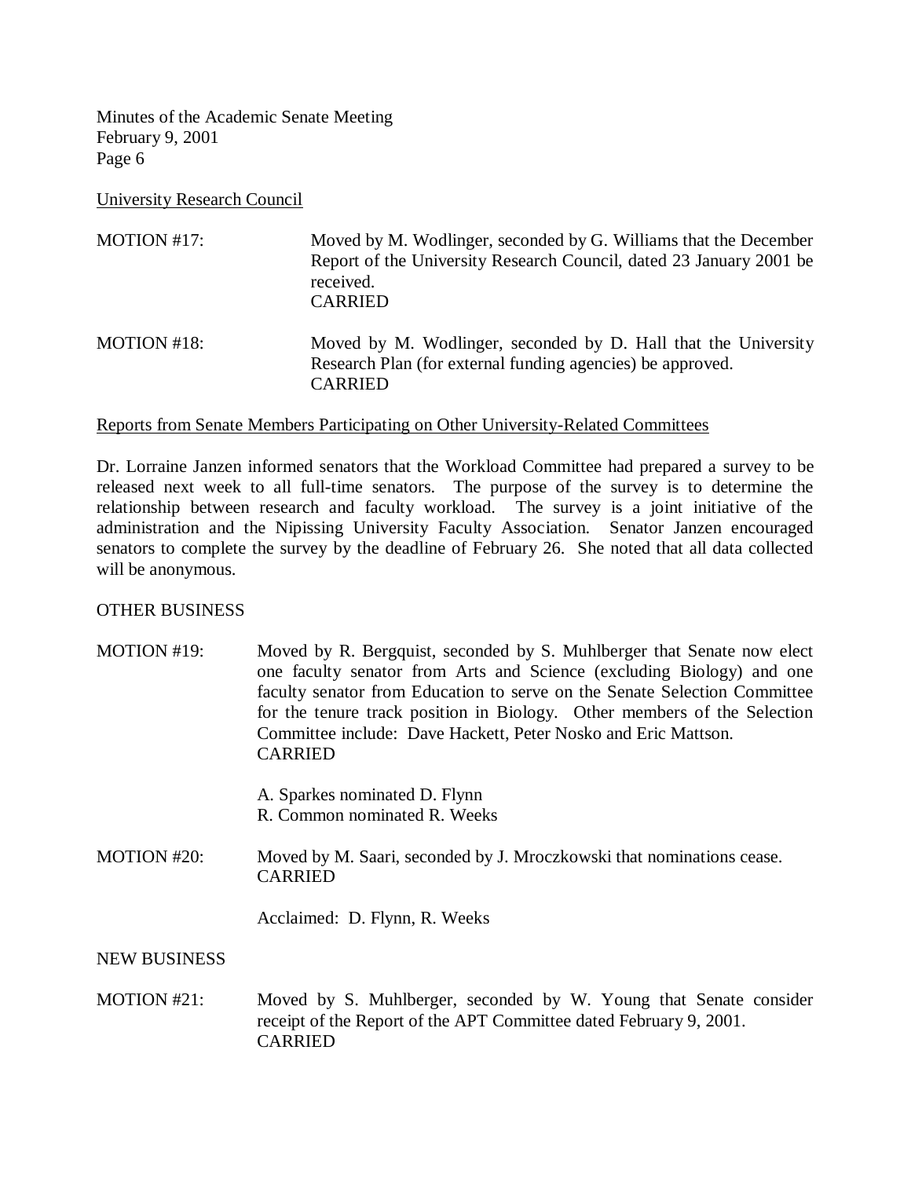University Research Council

MOTION #17: Moved by M. Wodlinger, seconded by G. Williams that the December Report of the University Research Council, dated 23 January 2001 be received.
CARRIED

MOTION #18: Moved by M. Wodlinger, seconded by D. Hall that the University Research Plan (for external funding agencies) be approved.
CARRIED

Reports from Senate Members Participating on Other University-Related Committees

Dr. Lorraine Janzen informed senators that the Workload Committee had prepared a survey to be released next week to all full-time senators. The purpose of the survey is to determine the relationship between research and faculty workload. The survey is a joint initiative of the administration and the Nipissing University Faculty Association. Senator Janzen encouraged senators to complete the survey by the deadline of February 26. She noted that all data collected will be anonymous.

OTHER BUSINESS

MOTION #19: Moved by R. Bergquist, seconded by S. Muhlberger that Senate now elect one faculty senator from Arts and Science (excluding Biology) and one faculty senator from Education to serve on the Senate Selection Committee for the tenure track position in Biology. Other members of the Selection Committee include: Dave Hackett, Peter Nosko and Eric Mattson.
CARRIED

A. Sparkes nominated D. Flynn
R. Common nominated R. Weeks

MOTION #20: Moved by M. Saari, seconded by J. Mroczkowski that nominations cease.
CARRIED

Acclaimed: D. Flynn, R. Weeks

NEW BUSINESS

MOTION #21: Moved by S. Muhlberger, seconded by W. Young that Senate consider receipt of the Report of the APT Committee dated February 9, 2001.
CARRIED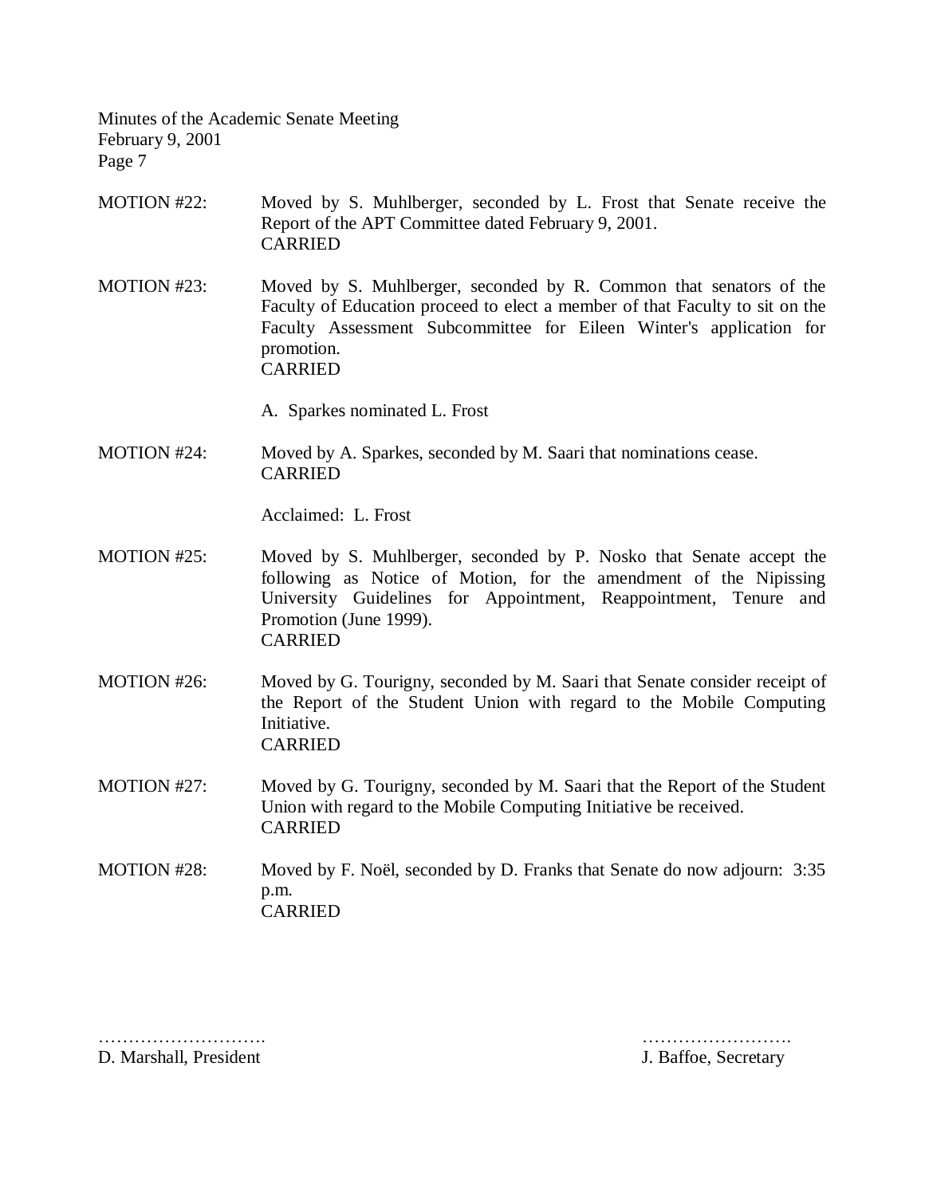MOTION #22: Moved by S. Muhlberger, seconded by L. Frost that Senate receive the Report of the APT Committee dated February 9, 2001.
CARRIED

MOTION #23: Moved by S. Muhlberger, seconded by R. Common that senators of the Faculty of Education proceed to elect a member of that Faculty to sit on the Faculty Assessment Subcommittee for Eileen Winter's application for promotion.
CARRIED

A. Sparkes nominated L. Frost

MOTION #24: Moved by A. Sparkes, seconded by M. Saari that nominations cease.
CARRIED

Acclaimed: L. Frost

MOTION #25: Moved by S. Muhlberger, seconded by P. Nosko that Senate accept the following as Notice of Motion, for the amendment of the Nipissing University Guidelines for Appointment, Reappointment, Tenure and Promotion (June 1999).
CARRIED

MOTION #26: Moved by G. Tourigny, seconded by M. Saari that Senate consider receipt of the Report of the Student Union with regard to the Mobile Computing Initiative.
CARRIED

MOTION #27: Moved by G. Tourigny, seconded by M. Saari that the Report of the Student Union with regard to the Mobile Computing Initiative be received.
CARRIED

MOTION #28: Moved by F. Noël, seconded by D. Franks that Senate do now adjourn: 3:35 p.m.
CARRIED

……………………….
D. Marshall, President

…………………….
J. Baffoe, Secretary